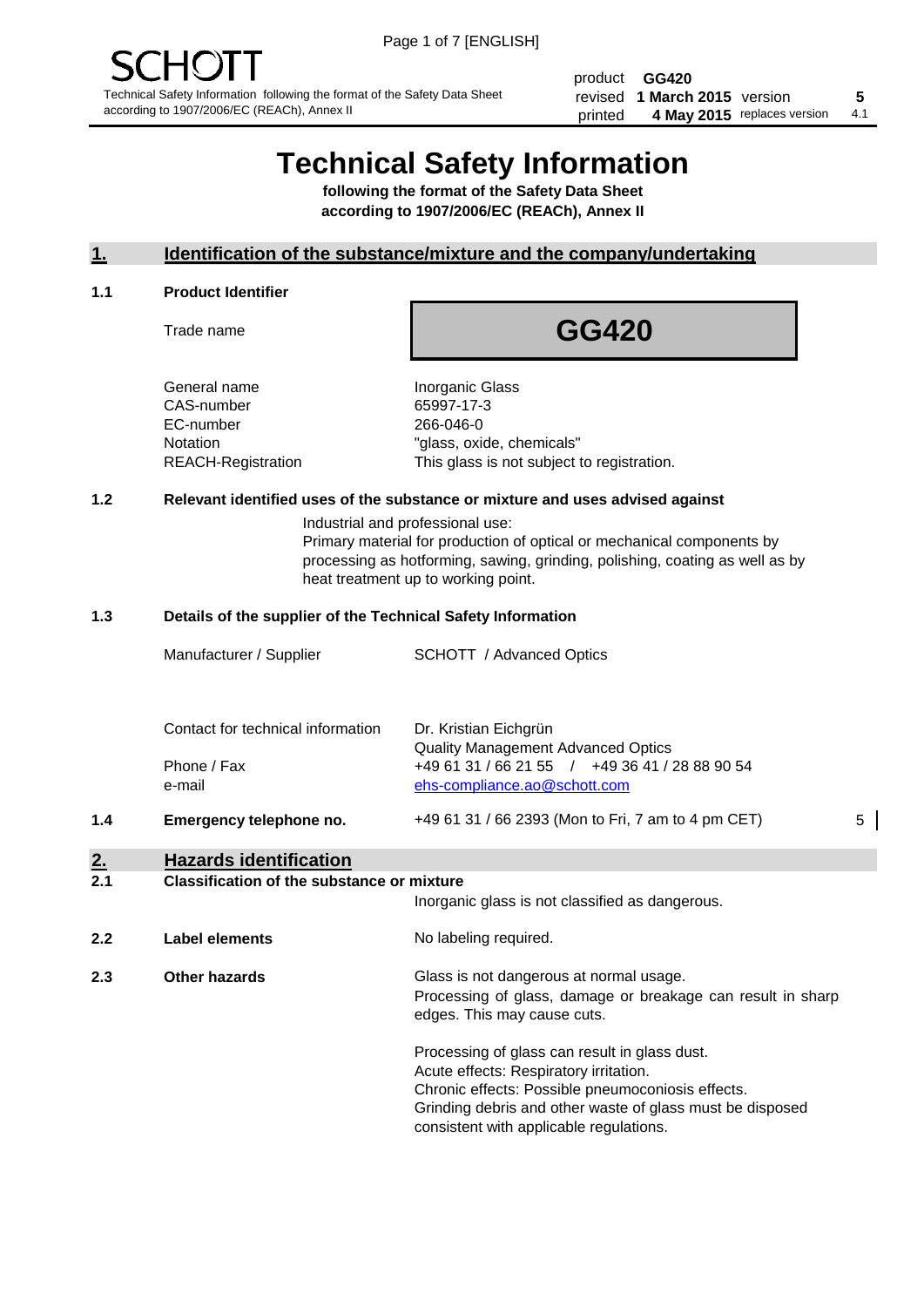SCHOTT

Technical Safety Information following the format of the Safety Data Sheet according to 1907/2006/EC (REACh), Annex II

| product | GG420 | | |
|---|---|---|---|
| revised | 1 March 2015 | version | 5 |
| printed | 4 May 2015 | replaces version | 4.1 |

# Technical Safety Information

**following the format of the Safety Data Sheet according to 1907/2006/EC (REACh), Annex II**

## 1. Identification of the substance/mixture and the company/undertaking

### 1.1 Product Identifier

Trade name: **GG420**

| | |
|---|---|
| General name | Inorganic Glass |
| CAS-number | 65997-17-3 |
| EC-number | 266-046-0 |
| Notation | "glass, oxide, chemicals" |
| REACH-Registration | This glass is not subject to registration. |

### 1.2 Relevant identified uses of the substance or mixture and uses advised against

Industrial and professional use:
Primary material for production of optical or mechanical components by processing as hotforming, sawing, grinding, polishing, coating as well as by heat treatment up to working point.

### 1.3 Details of the supplier of the Technical Safety Information

| | |
|---|---|
| Manufacturer / Supplier | SCHOTT / Advanced Optics |
| Contact for technical information | Dr. Kristian Eichgrün<br>Quality Management Advanced Optics |
| Phone / Fax | +49 61 31 / 66 21 55 / +49 36 41 / 28 88 90 54 |
| e-mail | ehs-compliance.ao@schott.com |

### 1.4 Emergency telephone no.

+49 61 31 / 66 2393 (Mon to Fri, 7 am to 4 pm CET) 5

## 2. Hazards identification

### 2.1 Classification of the substance or mixture

Inorganic glass is not classified as dangerous.

### 2.2 Label elements

No labeling required.

### 2.3 Other hazards

Glass is not dangerous at normal usage.
Processing of glass, damage or breakage can result in sharp edges. This may cause cuts.

Processing of glass can result in glass dust.
Acute effects: Respiratory irritation.
Chronic effects: Possible pneumoconiosis effects.
Grinding debris and other waste of glass must be disposed consistent with applicable regulations.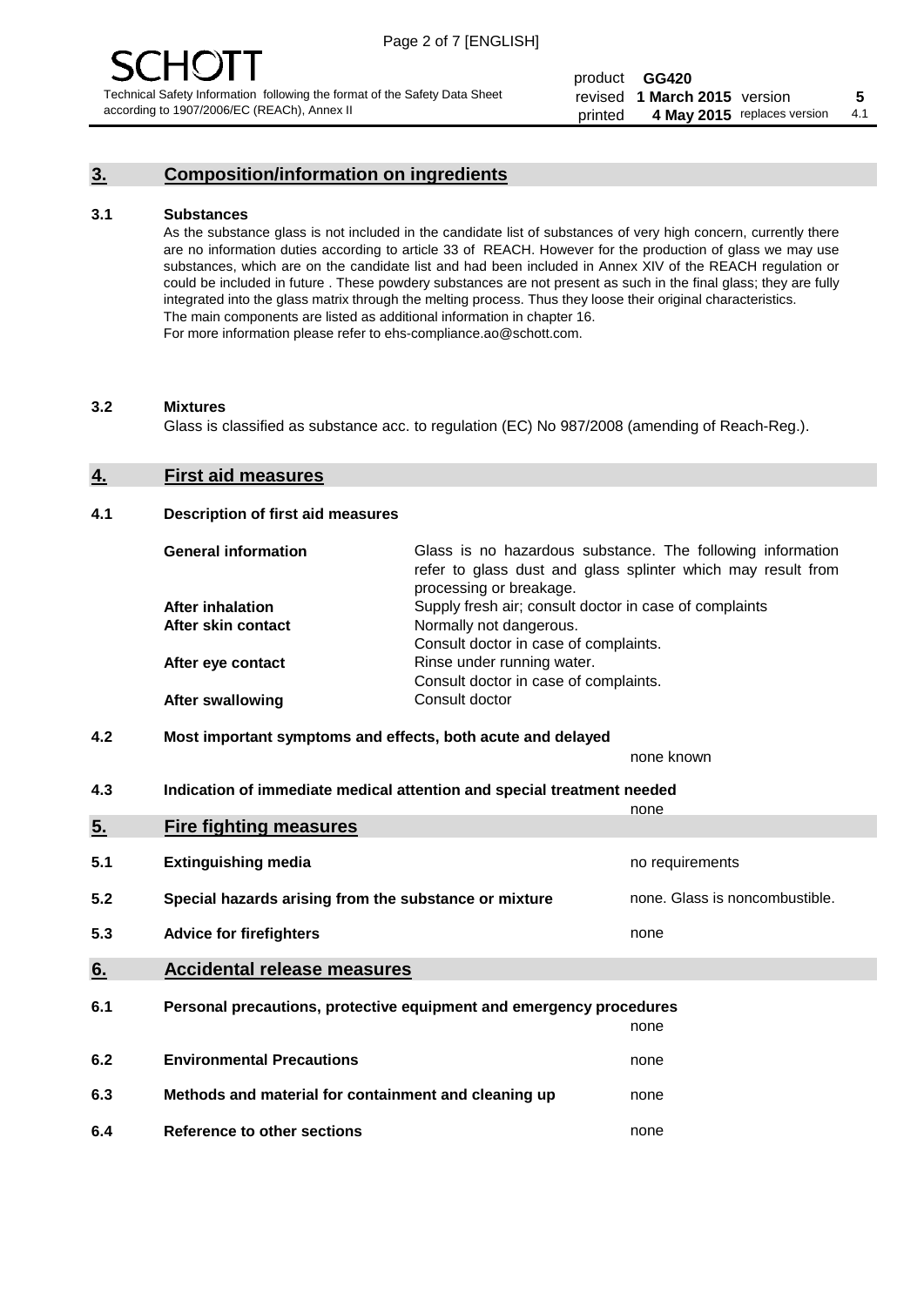## 3. Composition/information on ingredients

### 3.1 Substances

As the substance glass is not included in the candidate list of substances of very high concern, currently there are no information duties according to article 33 of REACH. However for the production of glass we may use substances, which are on the candidate list and had been included in Annex XIV of the REACH regulation or could be included in future . These powdery substances are not present as such in the final glass; they are fully integrated into the glass matrix through the melting process. Thus they loose their original characteristics. The main components are listed as additional information in chapter 16.
For more information please refer to ehs-compliance.ao@schott.com.

### 3.2 Mixtures

Glass is classified as substance acc. to regulation (EC) No 987/2008 (amending of Reach-Reg.).

## 4. First aid measures

### 4.1 Description of first aid measures

| | |
|---|---|
| **General information** | Glass is no hazardous substance. The following information refer to glass dust and glass splinter which may result from processing or breakage. |
| **After inhalation** | Supply fresh air; consult doctor in case of complaints |
| **After skin contact** | Normally not dangerous. Consult doctor in case of complaints. |
| **After eye contact** | Rinse under running water. Consult doctor in case of complaints. |
| **After swallowing** | Consult doctor |

### 4.2 Most important symptoms and effects, both acute and delayed

none known

### 4.3 Indication of immediate medical attention and special treatment needed

none

## 5. Fire fighting measures

| | | |
|---|---|---|
| 5.1 | **Extinguishing media** | no requirements |
| 5.2 | **Special hazards arising from the substance or mixture** | none. Glass is noncombustible. |
| 5.3 | **Advice for firefighters** | none |

## 6. Accidental release measures

| | | |
|---|---|---|
| 6.1 | **Personal precautions, protective equipment and emergency procedures** | none |
| 6.2 | **Environmental Precautions** | none |
| 6.3 | **Methods and material for containment and cleaning up** | none |
| 6.4 | **Reference to other sections** | none |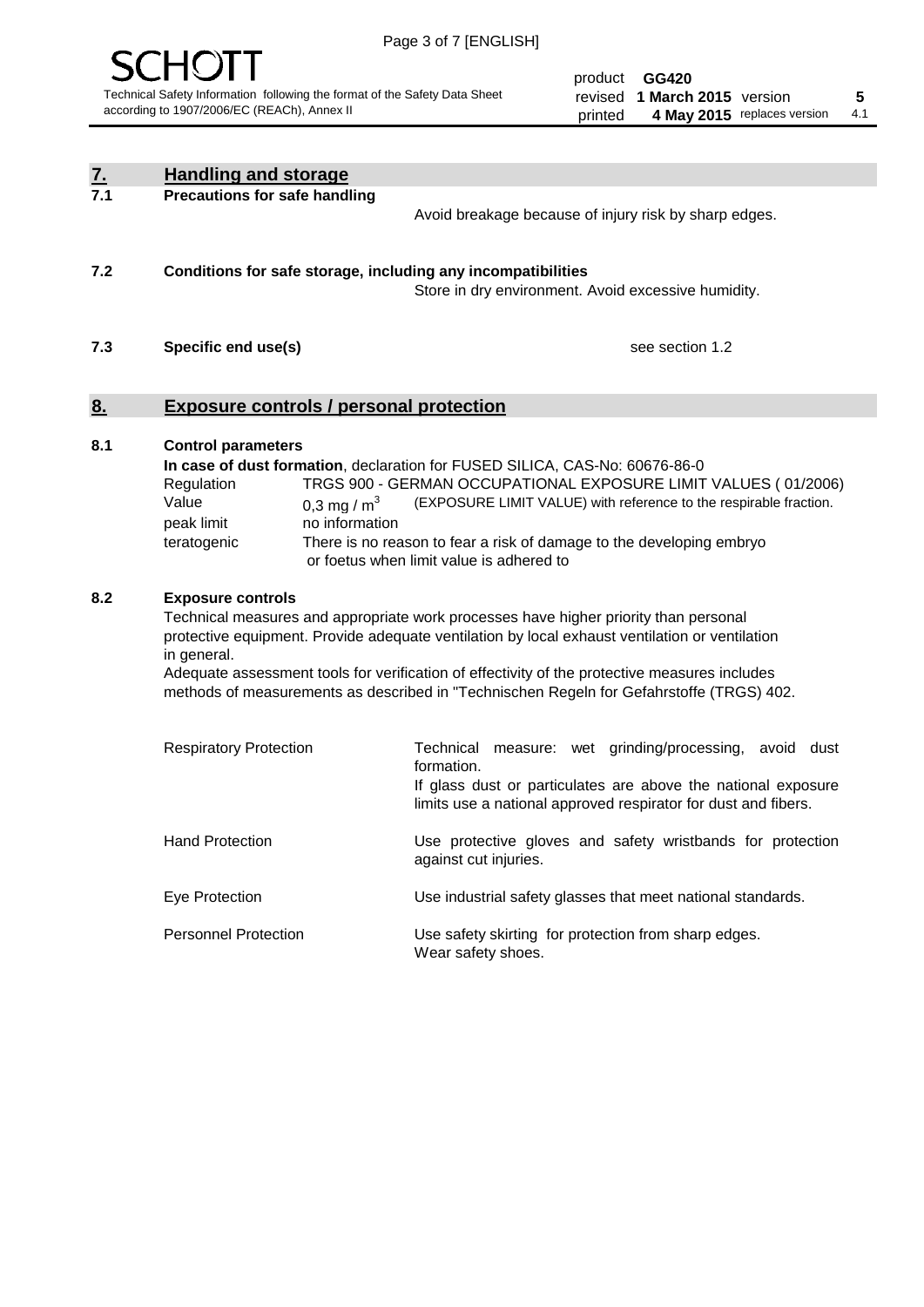## 7. Handling and storage

**7.1 Precautions for safe handling**

Avoid breakage because of injury risk by sharp edges.

**7.2 Conditions for safe storage, including any incompatibilities**

Store in dry environment. Avoid excessive humidity.

**7.3 Specific end use(s)**

see section 1.2

## 8. Exposure controls / personal protection

**8.1 Control parameters**

**In case of dust formation**, declaration for FUSED SILICA, CAS-No: 60676-86-0

| | |
|---|---|
| Regulation | TRGS 900 - GERMAN OCCUPATIONAL EXPOSURE LIMIT VALUES ( 01/2006) |
| Value | 0,3 mg / $m^3$ (EXPOSURE LIMIT VALUE) with reference to the respirable fraction. |
| peak limit | no information |
| teratogenic | There is no reason to fear a risk of damage to the developing embryo or foetus when limit value is adhered to |

**8.2 Exposure controls**

Technical measures and appropriate work processes have higher priority than personal protective equipment. Provide adequate ventilation by local exhaust ventilation or ventilation in general.

Adequate assessment tools for verification of effectivity of the protective measures includes methods of measurements as described in "Technischen Regeln for Gefahrstoffe (TRGS) 402.

| | |
|---|---|
| Respiratory Protection | Technical measure: wet grinding/processing, avoid dust formation. If glass dust or particulates are above the national exposure limits use a national approved respirator for dust and fibers. |
| Hand Protection | Use protective gloves and safety wristbands for protection against cut injuries. |
| Eye Protection | Use industrial safety glasses that meet national standards. |
| Personnel Protection | Use safety skirting for protection from sharp edges. Wear safety shoes. |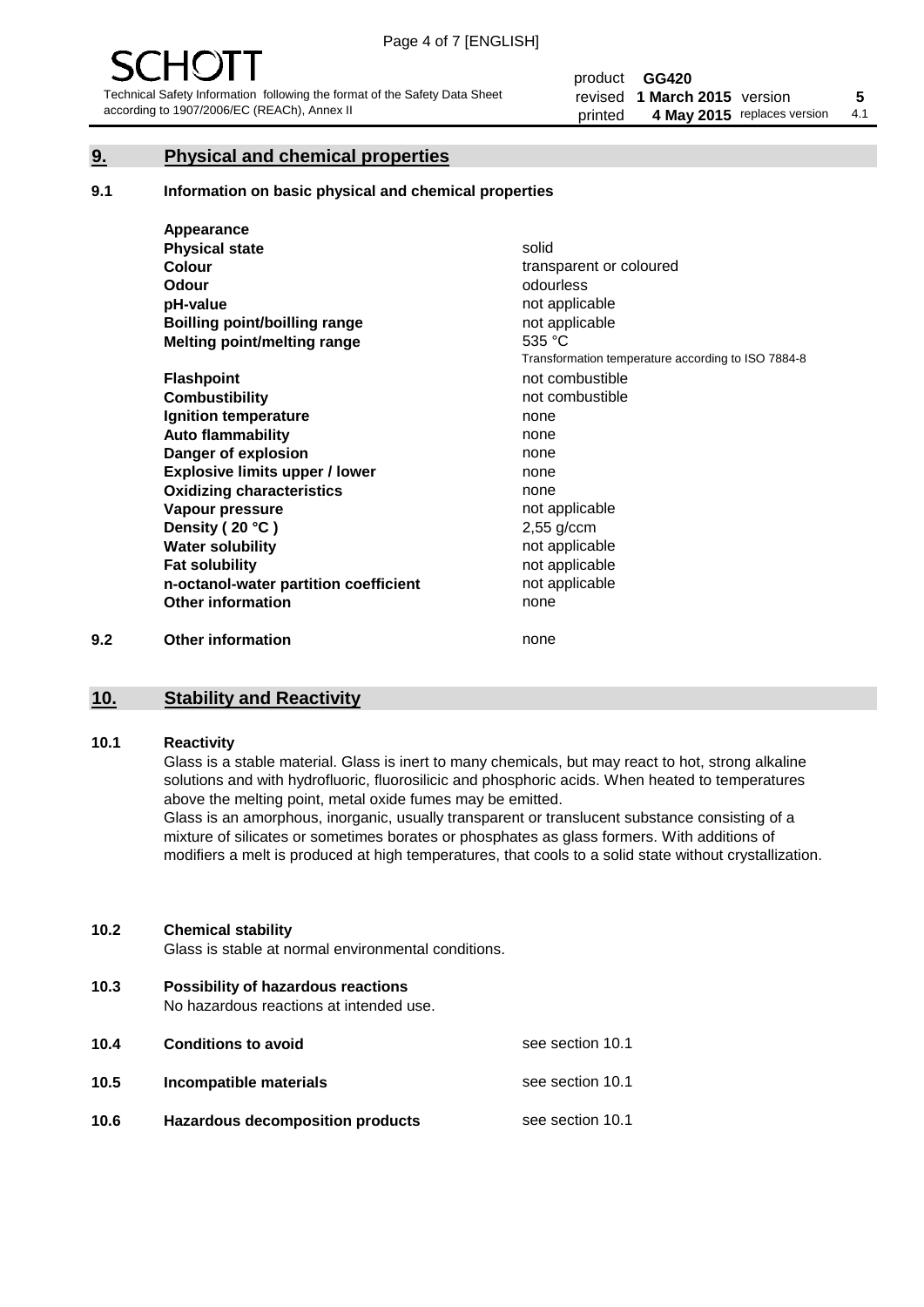## 9. Physical and chemical properties

### 9.1 Information on basic physical and chemical properties

| Property | Value |
|---|---|
| **Appearance** | |
| **Physical state** | solid |
| **Colour** | transparent or coloured |
| **Odour** | odourless |
| **pH-value** | not applicable |
| **Boilling point/boilling range** | not applicable |
| **Melting point/melting range** | 535 °C<br>Transformation temperature according to ISO 7884-8 |
| **Flashpoint** | not combustible |
| **Combustibility** | not combustible |
| **Ignition temperature** | none |
| **Auto flammability** | none |
| **Danger of explosion** | none |
| **Explosive limits upper / lower** | none |
| **Oxidizing characteristics** | none |
| **Vapour pressure** | not applicable |
| **Density ( 20 °C )** | 2,55 g/ccm |
| **Water solubility** | not applicable |
| **Fat solubility** | not applicable |
| **n-octanol-water partition coefficient** | not applicable |
| **Other information** | none |

### 9.2 Other information

none

## 10. Stability and Reactivity

### 10.1 Reactivity

Glass is a stable material. Glass is inert to many chemicals, but may react to hot, strong alkaline solutions and with hydrofluoric, fluorosilicic and phosphoric acids. When heated to temperatures above the melting point, metal oxide fumes may be emitted.

Glass is an amorphous, inorganic, usually transparent or translucent substance consisting of a mixture of silicates or sometimes borates or phosphates as glass formers. With additions of modifiers a melt is produced at high temperatures, that cools to a solid state without crystallization.

### 10.2 Chemical stability

Glass is stable at normal environmental conditions.

### 10.3 Possibility of hazardous reactions

No hazardous reactions at intended use.

### 10.4 Conditions to avoid

see section 10.1

### 10.5 Incompatible materials

see section 10.1

### 10.6 Hazardous decomposition products

see section 10.1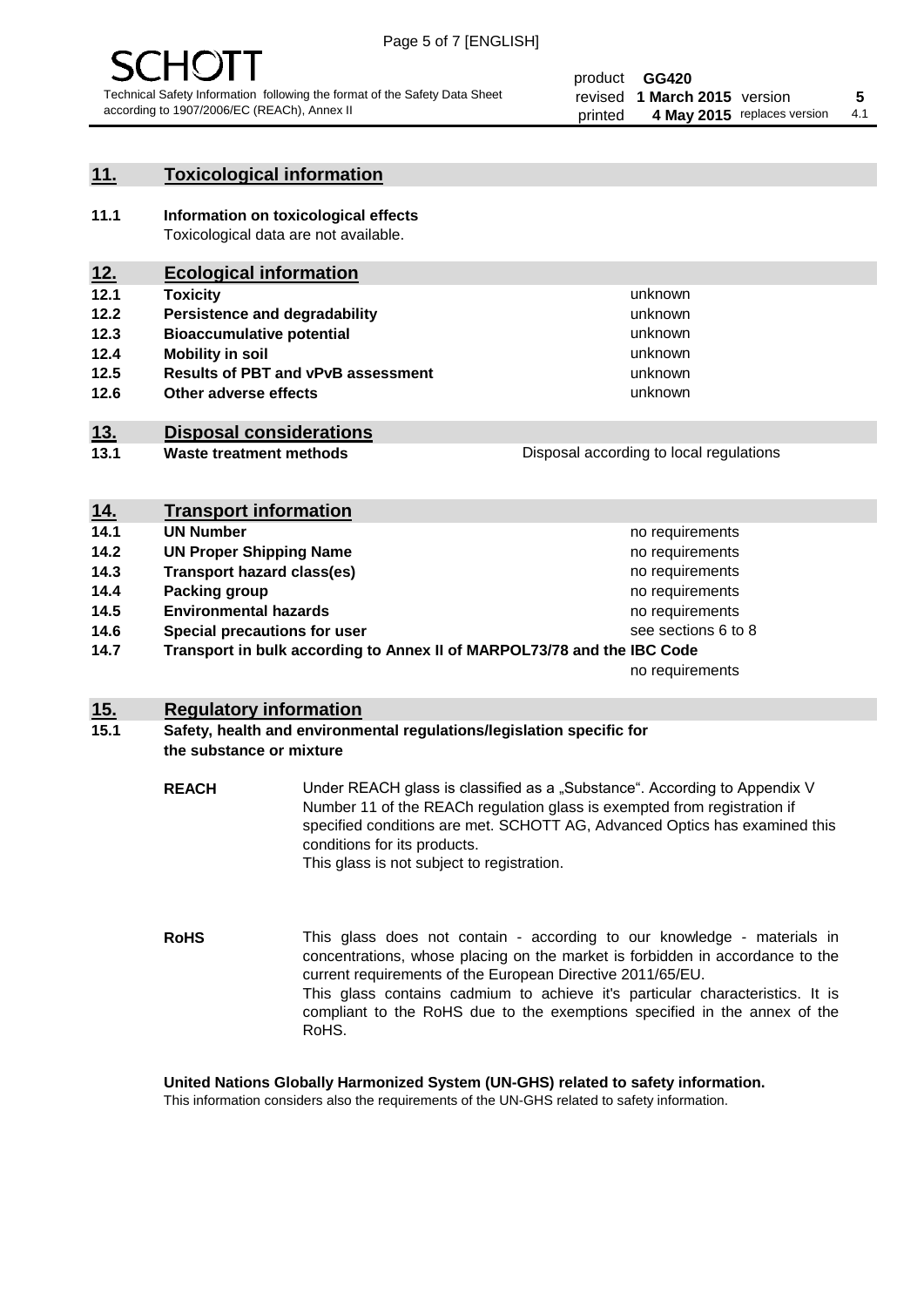## 11. Toxicological information

**11.1 Information on toxicological effects**

Toxicological data are not available.

## 12. Ecological information

| | | |
|---|---|---|
| **12.1** | **Toxicity** | unknown |
| **12.2** | **Persistence and degradability** | unknown |
| **12.3** | **Bioaccumulative potential** | unknown |
| **12.4** | **Mobility in soil** | unknown |
| **12.5** | **Results of PBT and vPvB assessment** | unknown |
| **12.6** | **Other adverse effects** | unknown |

## 13. Disposal considerations

| | | |
|---|---|---|
| **13.1** | **Waste treatment methods** | Disposal according to local regulations |

## 14. Transport information

| | | |
|---|---|---|
| **14.1** | **UN Number** | no requirements |
| **14.2** | **UN Proper Shipping Name** | no requirements |
| **14.3** | **Transport hazard class(es)** | no requirements |
| **14.4** | **Packing group** | no requirements |
| **14.5** | **Environmental hazards** | no requirements |
| **14.6** | **Special precautions for user** | see sections 6 to 8 |
| **14.7** | **Transport in bulk according to Annex II of MARPOL73/78 and the IBC Code** | no requirements |

## 15. Regulatory information

**15.1 Safety, health and environmental regulations/legislation specific for the substance or mixture**

**REACH**

Under REACH glass is classified as a „Substance". According to Appendix V Number 11 of the REACh regulation glass is exempted from registration if specified conditions are met. SCHOTT AG, Advanced Optics has examined this conditions for its products.
This glass is not subject to registration.

**RoHS**

This glass does not contain - according to our knowledge - materials in concentrations, whose placing on the market is forbidden in accordance to the current requirements of the European Directive 2011/65/EU.
This glass contains cadmium to achieve it's particular characteristics. It is compliant to the RoHS due to the exemptions specified in the annex of the RoHS.

**United Nations Globally Harmonized System (UN-GHS) related to safety information.**

This information considers also the requirements of the UN-GHS related to safety information.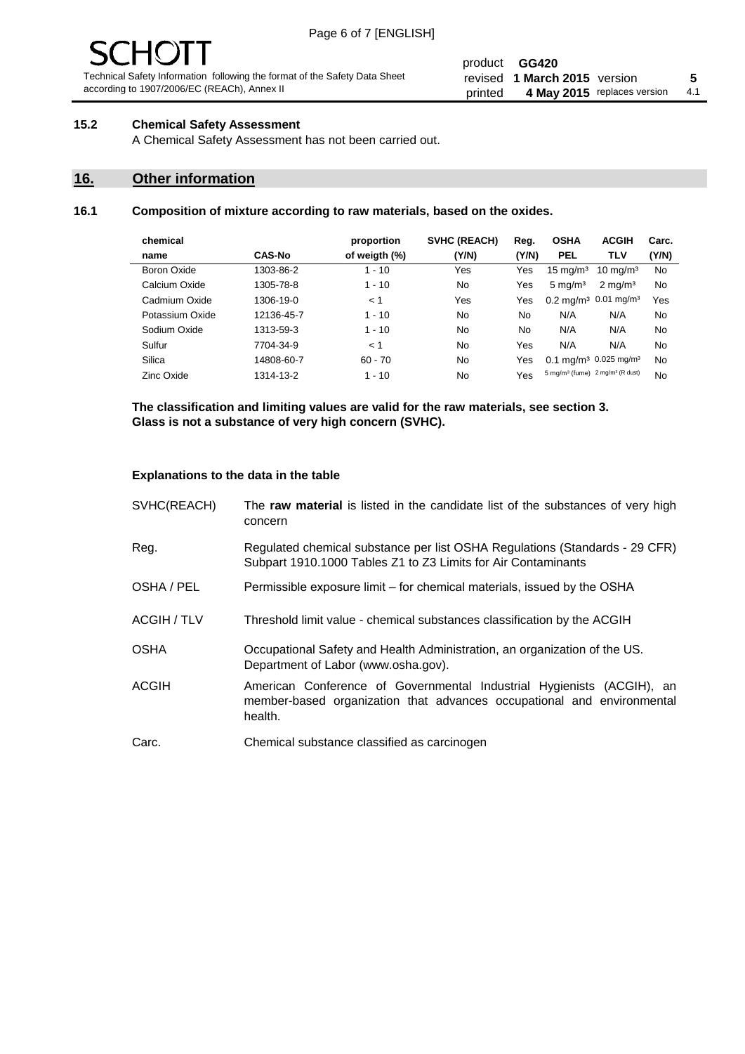### 15.2 Chemical Safety Assessment

A Chemical Safety Assessment has not been carried out.

## 16. Other information

### 16.1 Composition of mixture according to raw materials, based on the oxides.

| chemical name | CAS-No | proportion of weigth (%) | SVHC (REACH) (Y/N) | Reg. (Y/N) | OSHA PEL | ACGIH TLV | Carc. (Y/N) |
|---|---|---|---|---|---|---|---|
| Boron Oxide | 1303-86-2 | 1 - 10 | Yes | Yes | 15 mg/m³ | 10 mg/m³ | No |
| Calcium Oxide | 1305-78-8 | 1 - 10 | No | Yes | 5 mg/m³ | 2 mg/m³ | No |
| Cadmium Oxide | 1306-19-0 | < 1 | Yes | Yes | 0.2 mg/m³ | 0.01 mg/m³ | Yes |
| Potassium Oxide | 12136-45-7 | 1 - 10 | No | No | N/A | N/A | No |
| Sodium Oxide | 1313-59-3 | 1 - 10 | No | No | N/A | N/A | No |
| Sulfur | 7704-34-9 | < 1 | No | Yes | N/A | N/A | No |
| Silica | 14808-60-7 | 60 - 70 | No | Yes | 0.1 mg/m³ | 0.025 mg/m³ | No |
| Zinc Oxide | 1314-13-2 | 1 - 10 | No | Yes | 5 mg/m³ (fume) | 2 mg/m³ (R dust) | No |

**The classification and limiting values are valid for the raw materials, see section 3.**
**Glass is not a substance of very high concern (SVHC).**

**Explanations to the data in the table**

SVHC(REACH) — The **raw material** is listed in the candidate list of the substances of very high concern

Reg. — Regulated chemical substance per list OSHA Regulations (Standards - 29 CFR) Subpart 1910.1000 Tables Z1 to Z3 Limits for Air Contaminants

OSHA / PEL — Permissible exposure limit – for chemical materials, issued by the OSHA

ACGIH / TLV — Threshold limit value - chemical substances classification by the ACGIH

OSHA — Occupational Safety and Health Administration, an organization of the US. Department of Labor (www.osha.gov).

ACGIH — American Conference of Governmental Industrial Hygienists (ACGIH), an member-based organization that advances occupational and environmental health.

Carc. — Chemical substance classified as carcinogen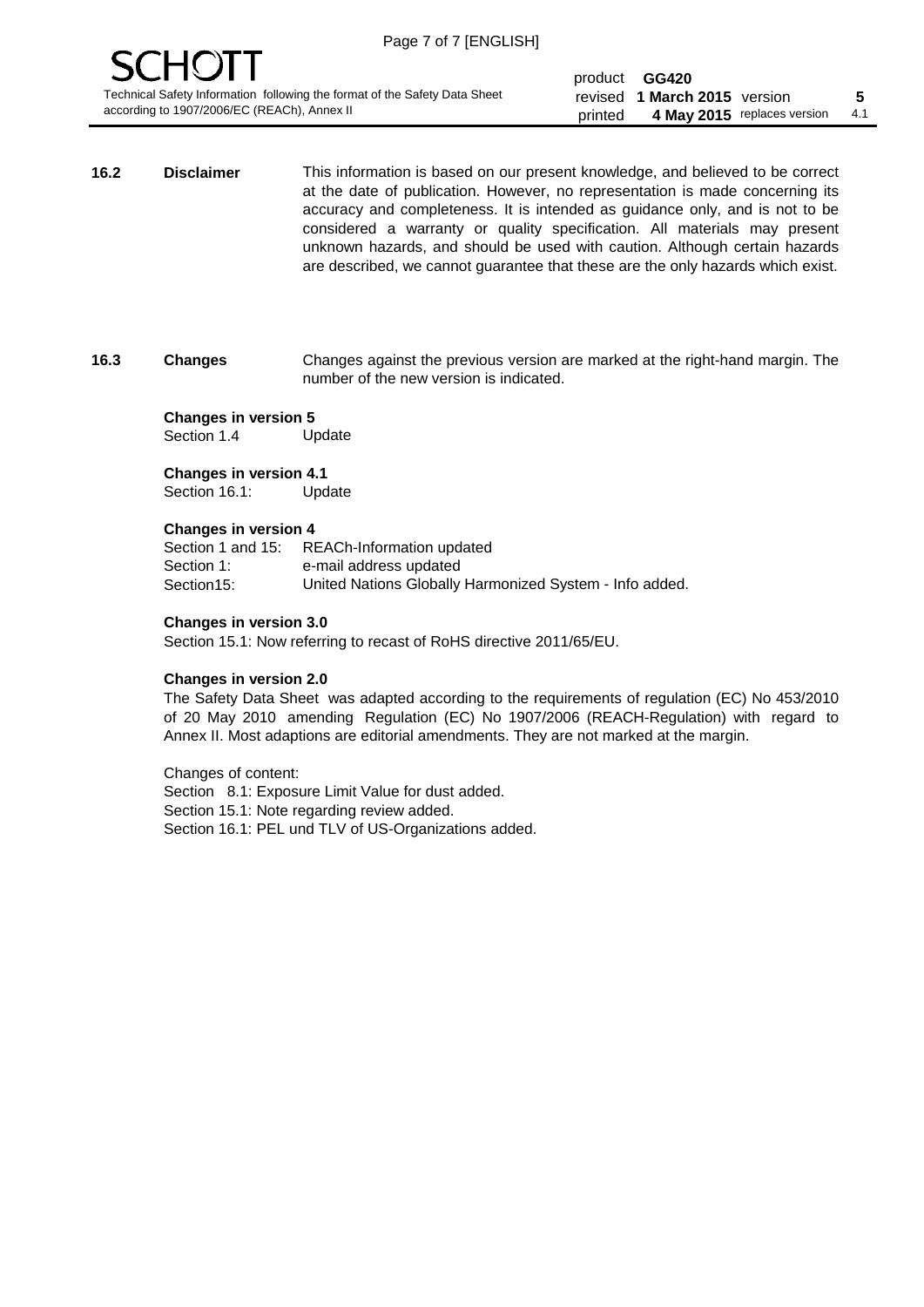**16.2 Disclaimer**

This information is based on our present knowledge, and believed to be correct at the date of publication. However, no representation is made concerning its accuracy and completeness. It is intended as guidance only, and is not to be considered a warranty or quality specification. All materials may present unknown hazards, and should be used with caution. Although certain hazards are described, we cannot guarantee that these are the only hazards which exist.

**16.3 Changes**

Changes against the previous version are marked at the right-hand margin. The number of the new version is indicated.

**Changes in version 5**

Section 1.4 Update

**Changes in version 4.1**

Section 16.1: Update

**Changes in version 4**

| | |
|---|---|
| Section 1 and 15: | REACh-Information updated |
| Section 1: | e-mail address updated |
| Section15: | United Nations Globally Harmonized System - Info added. |

**Changes in version 3.0**

Section 15.1: Now referring to recast of RoHS directive 2011/65/EU.

**Changes in version 2.0**

The Safety Data Sheet was adapted according to the requirements of regulation (EC) No 453/2010 of 20 May 2010 amending Regulation (EC) No 1907/2006 (REACH-Regulation) with regard to Annex II. Most adaptions are editorial amendments. They are not marked at the margin.

Changes of content:
Section 8.1: Exposure Limit Value for dust added.
Section 15.1: Note regarding review added.
Section 16.1: PEL und TLV of US-Organizations added.